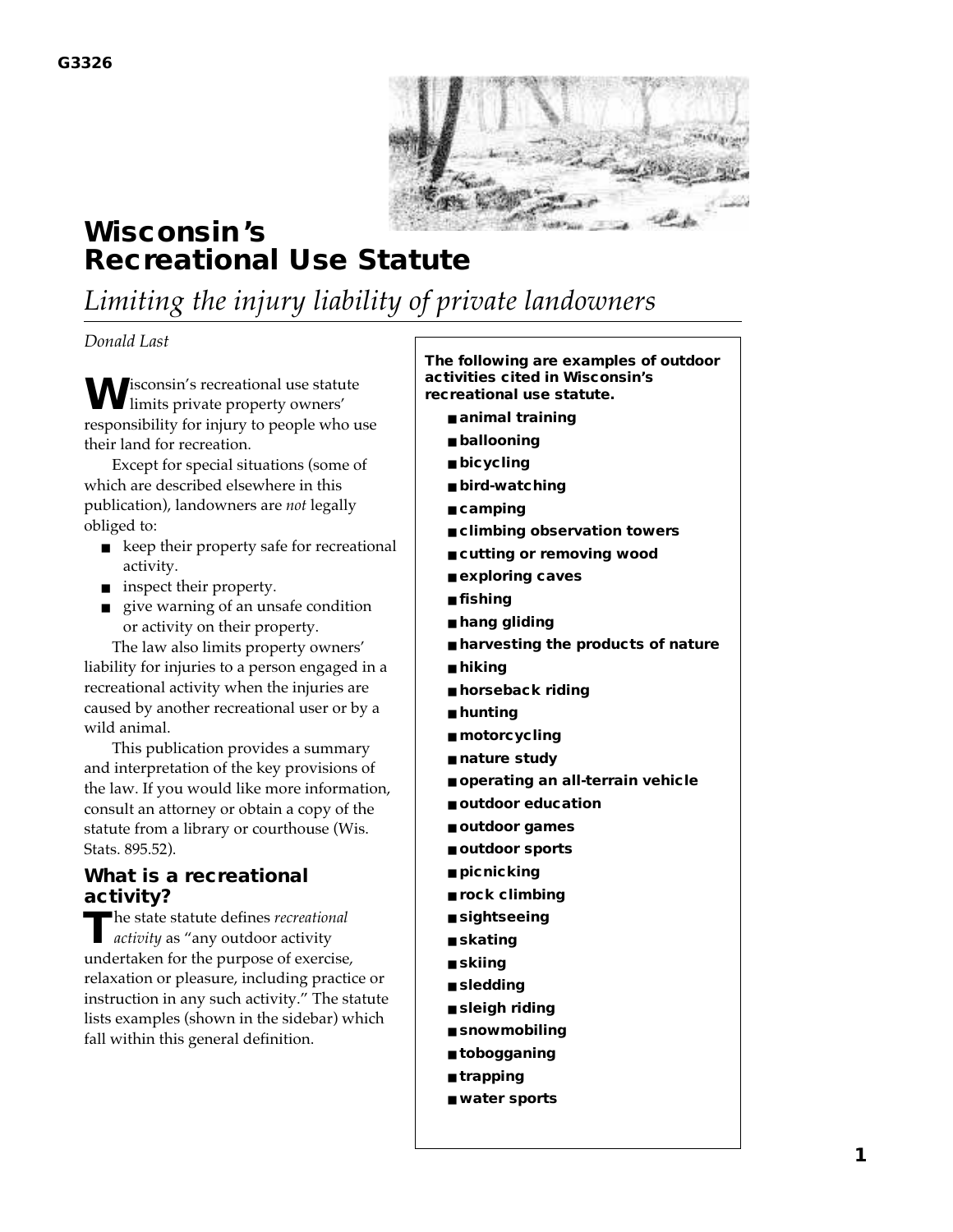G3326

# Wisconsin's Recreational Use Statute

*Limiting the injury liability of private landowners*

*Donald Last*

Wisconsin's recreational use statute limits private property owners' responsibility for injury to people who use their land for recreation.

Except for special situations (some of which are described elsewhere in this publication), landowners are *not* legally obliged to:

- keep their property safe for recreational activity.
- inspect their property.
- give warning of an unsafe condition or activity on their property.

The law also limits property owners' liability for injuries to a person engaged in a recreational activity when the injuries are caused by another recreational user or by a wild animal.

This publication provides a summary and interpretation of the key provisions of the law. If you would like more information, consult an attorney or obtain a copy of the statute from a library or courthouse (Wis. Stats. 895.52).

## What is a recreational activity?

The state statute defines *recreational activity* as "any outdoor activity undertaken for the purpose of exercise, relaxation or pleasure, including practice or instruction in any such activity." The statute lists examples (shown in the sidebar) which fall within this general definition.

**The following are examples of outdoor activities cited in Wisconsin's recreational use statute.**

- **animal training**
- **ballooning**
- **bicycling**
- **bird-watching**
- **camping**
- **climbing observation towers**
- **cutting or removing wood**
- **exploring caves**
- **fishing**
- **hang gliding**
- **harvesting the products of nature**
- **hiking**
- **horseback riding**
- **hunting**
- **motorcycling**
- **nature study**
- **operating an all-terrain vehicle**
- **outdoor education**
- **outdoor games**
- **outdoor sports**
- **picnicking**
- **rock climbing**
- **sightseeing**
- **skating**
- **skiing**
- **sledding**
- **sleigh riding**
- **snowmobiling**
- **tobogganing**
- **trapping**
- **water sports**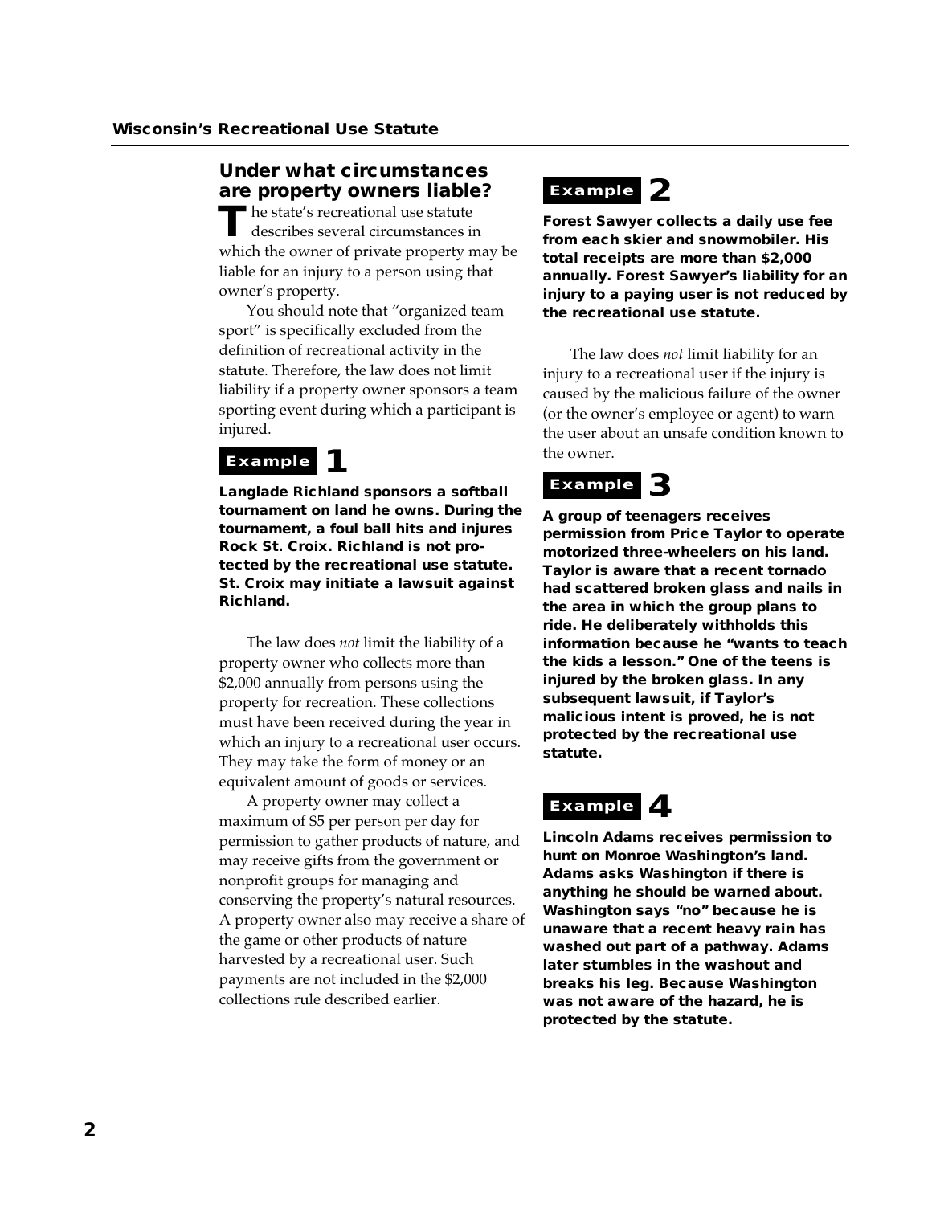## Under what circumstances are property owners liable?

The state's recreational use statute describes several circumstances in which the owner of private property may be liable for an injury to a person using that owner's property.

You should note that "organized team sport" is specifically excluded from the definition of recreational activity in the statute. Therefore, the law does not limit liability if a property owner sponsors a team sporting event during which a participant is injured.

### Example 1

**Langlade Richland sponsors a softball tournament on land he owns. During the tournament, a foul ball hits and injures Rock St. Croix. Richland is not protected by the recreational use statute. St. Croix may initiate a lawsuit against Richland.**

The law does *not* limit the liability of a property owner who collects more than $2,000 annually from persons using the property for recreation. These collections must have been received during the year in which an injury to a recreational user occurs. They may take the form of money or an equivalent amount of goods or services.

A property owner may collect a maximum of $5 per person per day for permission to gather products of nature, and may receive gifts from the government or nonprofit groups for managing and conserving the property's natural resources. A property owner also may receive a share of the game or other products of nature harvested by a recreational user. Such payments are not included in the $2,000 collections rule described earlier.

### Example 2

**Forest Sawyer collects a daily use fee from each skier and snowmobiler. His total receipts are more than $2,000 annually. Forest Sawyer's liability for an injury to a paying user is not reduced by the recreational use statute.**

The law does *not* limit liability for an injury to a recreational user if the injury is caused by the malicious failure of the owner (or the owner's employee or agent) to warn the user about an unsafe condition known to the owner.

### Example 3

**A group of teenagers receives permission from Price Taylor to operate motorized three-wheelers on his land. Taylor is aware that a recent tornado had scattered broken glass and nails in the area in which the group plans to ride. He deliberately withholds this information because he "wants to teach the kids a lesson." One of the teens is injured by the broken glass. In any subsequent lawsuit, if Taylor's malicious intent is proved, he is not protected by the recreational use statute.**

### Example 4

**Lincoln Adams receives permission to hunt on Monroe Washington's land. Adams asks Washington if there is anything he should be warned about. Washington says "no" because he is unaware that a recent heavy rain has washed out part of a pathway. Adams later stumbles in the washout and breaks his leg. Because Washington was not aware of the hazard, he is protected by the statute.**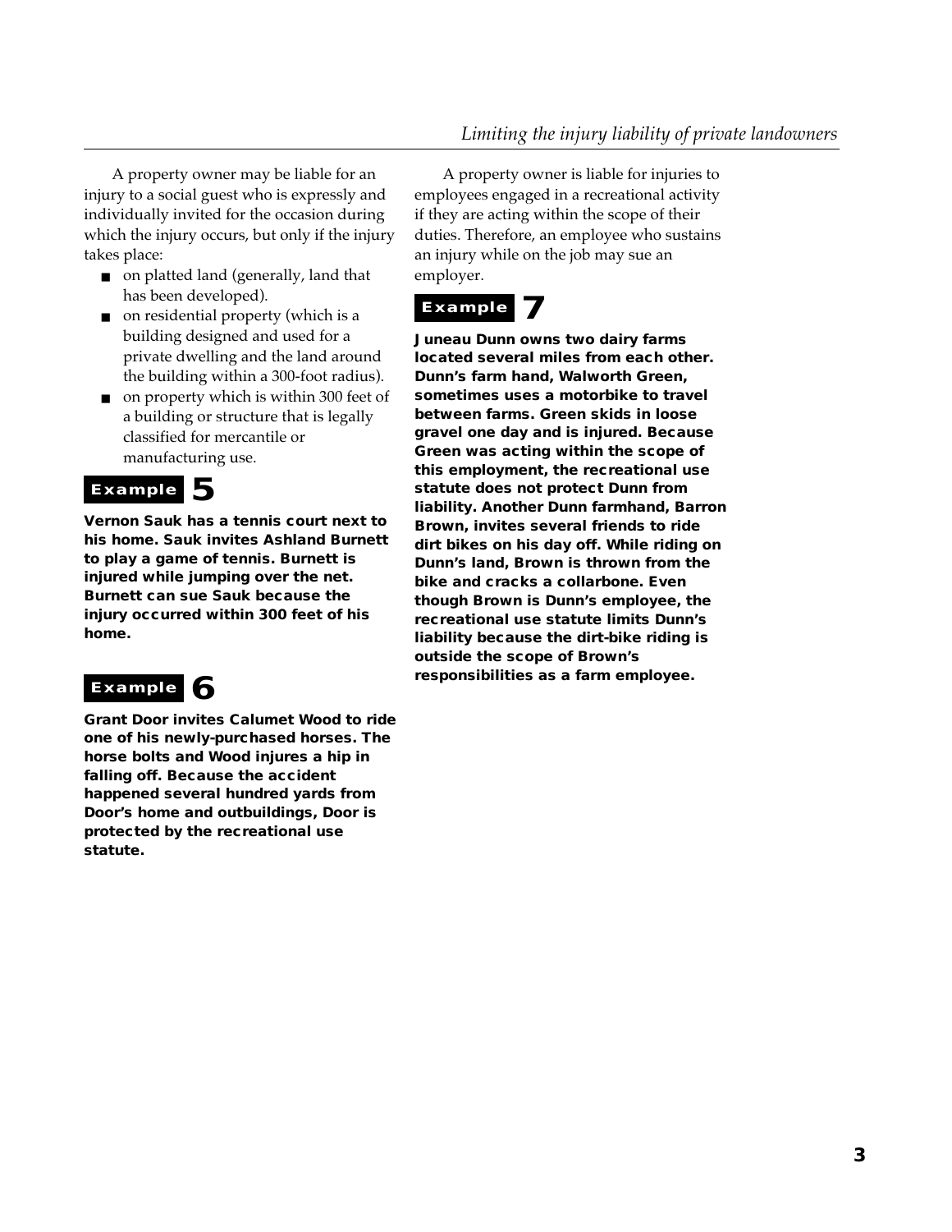A property owner may be liable for an injury to a social guest who is expressly and individually invited for the occasion during which the injury occurs, but only if the injury takes place:

- on platted land (generally, land that has been developed).
- on residential property (which is a building designed and used for a private dwelling and the land around the building within a 300-foot radius).
- on property which is within 300 feet of a building or structure that is legally classified for mercantile or manufacturing use.

### Example 5

**Vernon Sauk has a tennis court next to his home. Sauk invites Ashland Burnett to play a game of tennis. Burnett is injured while jumping over the net. Burnett can sue Sauk because the injury occurred within 300 feet of his home.**

### Example 6

**Grant Door invites Calumet Wood to ride one of his newly-purchased horses. The horse bolts and Wood injures a hip in falling off. Because the accident happened several hundred yards from Door's home and outbuildings, Door is protected by the recreational use statute.**

A property owner is liable for injuries to employees engaged in a recreational activity if they are acting within the scope of their duties. Therefore, an employee who sustains an injury while on the job may sue an employer.

### Example 7

**Juneau Dunn owns two dairy farms located several miles from each other. Dunn's farm hand, Walworth Green, sometimes uses a motorbike to travel between farms. Green skids in loose gravel one day and is injured. Because Green was acting within the scope of this employment, the recreational use statute does not protect Dunn from liability. Another Dunn farmhand, Barron Brown, invites several friends to ride dirt bikes on his day off. While riding on Dunn's land, Brown is thrown from the bike and cracks a collarbone. Even though Brown is Dunn's employee, the recreational use statute limits Dunn's liability because the dirt-bike riding is outside the scope of Brown's responsibilities as a farm employee.**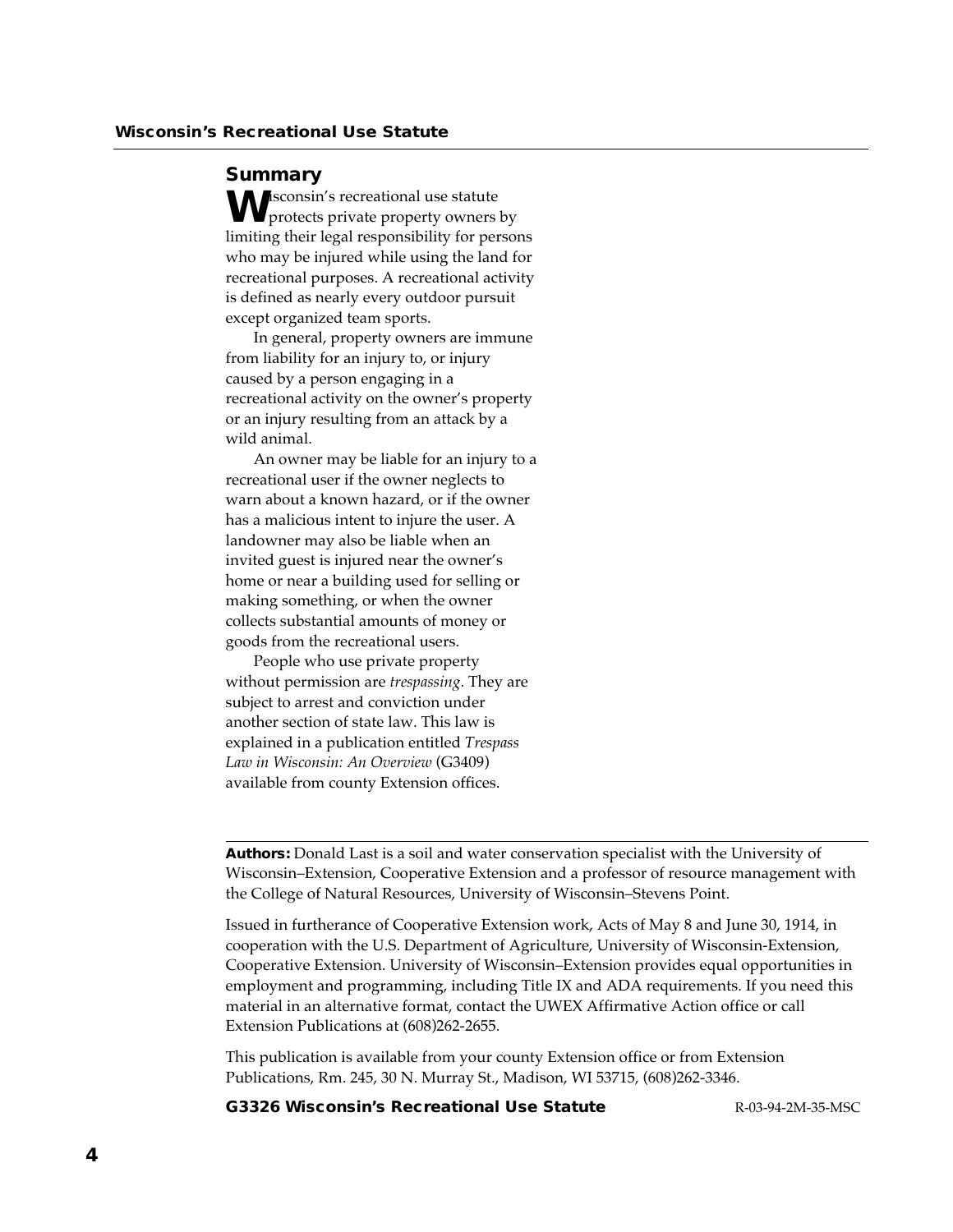## Summary

Wisconsin's recreational use statute protects private property owners by limiting their legal responsibility for persons who may be injured while using the land for recreational purposes. A recreational activity is defined as nearly every outdoor pursuit except organized team sports.

In general, property owners are immune from liability for an injury to, or injury caused by a person engaging in a recreational activity on the owner's property or an injury resulting from an attack by a wild animal.

An owner may be liable for an injury to a recreational user if the owner neglects to warn about a known hazard, or if the owner has a malicious intent to injure the user. A landowner may also be liable when an invited guest is injured near the owner's home or near a building used for selling or making something, or when the owner collects substantial amounts of money or goods from the recreational users.

People who use private property without permission are *trespassing*. They are subject to arrest and conviction under another section of state law. This law is explained in a publication entitled *Trespass Law in Wisconsin: An Overview* (G3409) available from county Extension offices.

---

**Authors:** Donald Last is a soil and water conservation specialist with the University of Wisconsin–Extension, Cooperative Extension and a professor of resource management with the College of Natural Resources, University of Wisconsin–Stevens Point.

Issued in furtherance of Cooperative Extension work, Acts of May 8 and June 30, 1914, in cooperation with the U.S. Department of Agriculture, University of Wisconsin-Extension, Cooperative Extension. University of Wisconsin–Extension provides equal opportunities in employment and programming, including Title IX and ADA requirements. If you need this material in an alternative format, contact the UWEX Affirmative Action office or call Extension Publications at (608)262-2655.

This publication is available from your county Extension office or from Extension Publications, Rm. 245, 30 N. Murray St., Madison, WI 53715, (608)262-3346.

**G3326 Wisconsin's Recreational Use Statute** R-03-94-2M-35-MSC